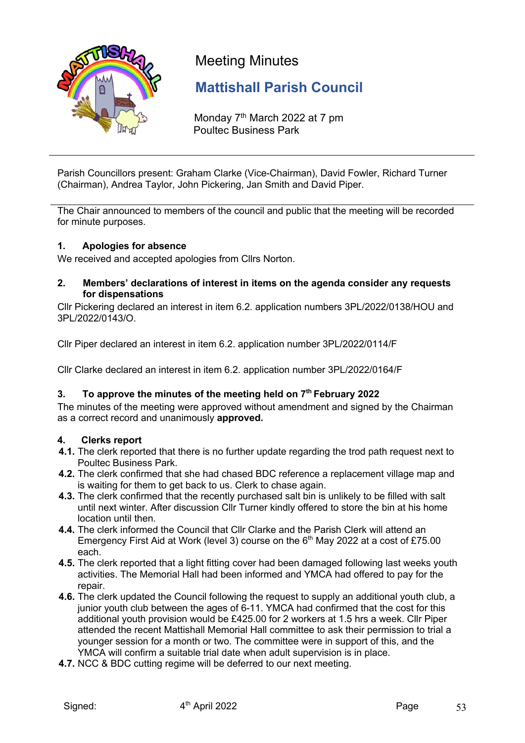# Meeting Minutes

## Mattishall Parish Council

Monday 7th March 2022 at 7 pm
Poultec Business Park

---

Parish Councillors present: Graham Clarke (Vice-Chairman), David Fowler, Richard Turner (Chairman), Andrea Taylor, John Pickering, Jan Smith and David Piper.

---

The Chair announced to members of the council and public that the meeting will be recorded for minute purposes.

### 1. Apologies for absence

We received and accepted apologies from Cllrs Norton.

### 2. Members' declarations of interest in items on the agenda consider any requests for dispensations

Cllr Pickering declared an interest in item 6.2. application numbers 3PL/2022/0138/HOU and 3PL/2022/0143/O.

Cllr Piper declared an interest in item 6.2. application number 3PL/2022/0114/F

Cllr Clarke declared an interest in item 6.2. application number 3PL/2022/0164/F

### 3. To approve the minutes of the meeting held on 7th February 2022

The minutes of the meeting were approved without amendment and signed by the Chairman as a correct record and unanimously **approved.**

### 4. Clerks report

**4.1.** The clerk reported that there is no further update regarding the trod path request next to Poultec Business Park.

**4.2.** The clerk confirmed that she had chased BDC reference a replacement village map and is waiting for them to get back to us. Clerk to chase again.

**4.3.** The clerk confirmed that the recently purchased salt bin is unlikely to be filled with salt until next winter. After discussion Cllr Turner kindly offered to store the bin at his home location until then.

**4.4.** The clerk informed the Council that Cllr Clarke and the Parish Clerk will attend an Emergency First Aid at Work (level 3) course on the 6th May 2022 at a cost of £75.00 each.

**4.5.** The clerk reported that a light fitting cover had been damaged following last weeks youth activities. The Memorial Hall had been informed and YMCA had offered to pay for the repair.

**4.6.** The clerk updated the Council following the request to supply an additional youth club, a junior youth club between the ages of 6-11. YMCA had confirmed that the cost for this additional youth provision would be £425.00 for 2 workers at 1.5 hrs a week. Cllr Piper attended the recent Mattishall Memorial Hall committee to ask their permission to trial a younger session for a month or two. The committee were in support of this, and the YMCA will confirm a suitable trial date when adult supervision is in place.

**4.7.** NCC & BDC cutting regime will be deferred to our next meeting.

Signed: 4th April 2022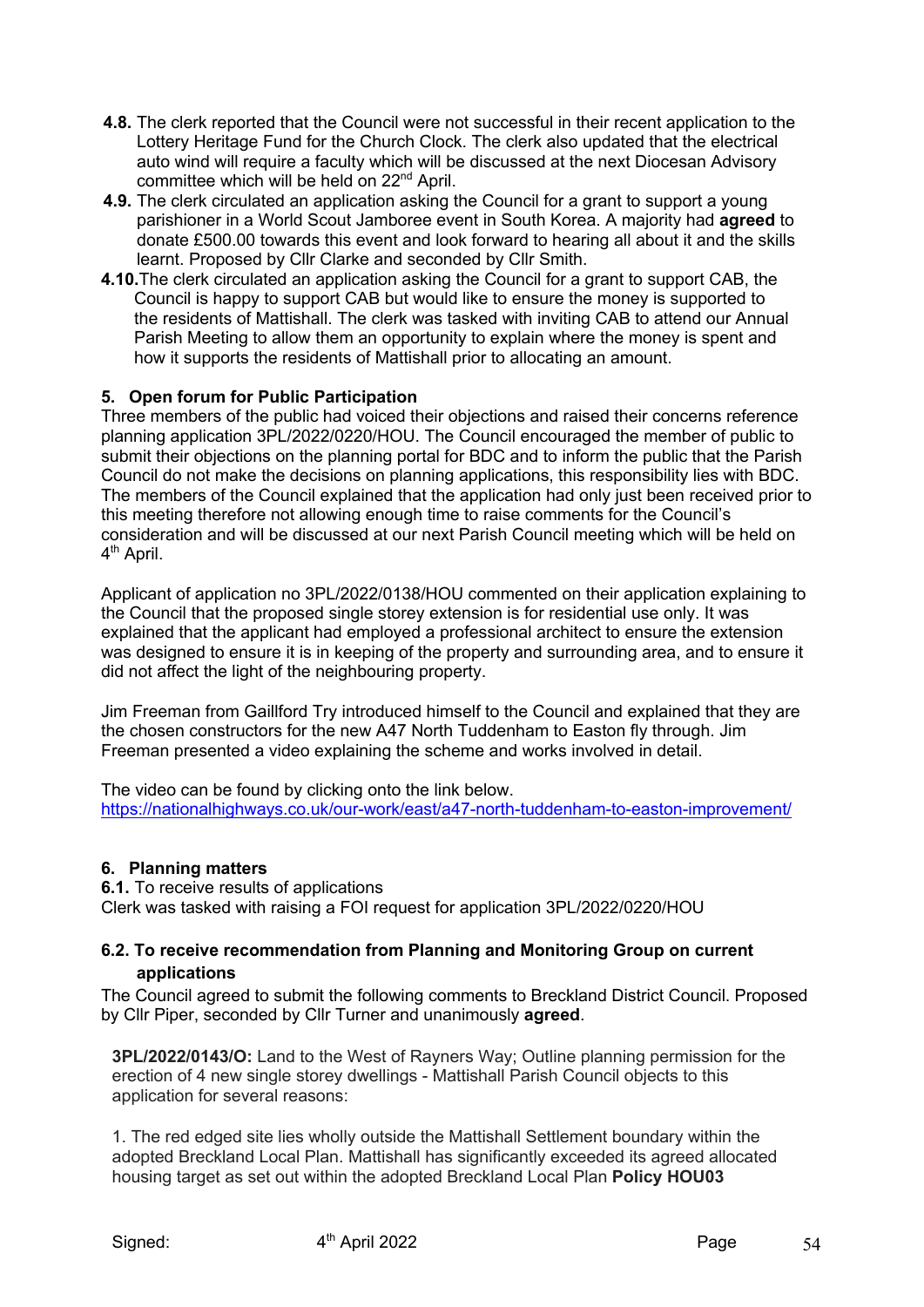**4.8.** The clerk reported that the Council were not successful in their recent application to the Lottery Heritage Fund for the Church Clock. The clerk also updated that the electrical auto wind will require a faculty which will be discussed at the next Diocesan Advisory committee which will be held on 22nd April.

**4.9.** The clerk circulated an application asking the Council for a grant to support a young parishioner in a World Scout Jamboree event in South Korea. A majority had **agreed** to donate £500.00 towards this event and look forward to hearing all about it and the skills learnt. Proposed by Cllr Clarke and seconded by Cllr Smith.

**4.10.** The clerk circulated an application asking the Council for a grant to support CAB, the Council is happy to support CAB but would like to ensure the money is supported to the residents of Mattishall. The clerk was tasked with inviting CAB to attend our Annual Parish Meeting to allow them an opportunity to explain where the money is spent and how it supports the residents of Mattishall prior to allocating an amount.

## 5. Open forum for Public Participation

Three members of the public had voiced their objections and raised their concerns reference planning application 3PL/2022/0220/HOU. The Council encouraged the member of public to submit their objections on the planning portal for BDC and to inform the public that the Parish Council do not make the decisions on planning applications, this responsibility lies with BDC. The members of the Council explained that the application had only just been received prior to this meeting therefore not allowing enough time to raise comments for the Council's consideration and will be discussed at our next Parish Council meeting which will be held on 4th April.

Applicant of application no 3PL/2022/0138/HOU commented on their application explaining to the Council that the proposed single storey extension is for residential use only. It was explained that the applicant had employed a professional architect to ensure the extension was designed to ensure it is in keeping of the property and surrounding area, and to ensure it did not affect the light of the neighbouring property.

Jim Freeman from Gaillford Try introduced himself to the Council and explained that they are the chosen constructors for the new A47 North Tuddenham to Easton fly through. Jim Freeman presented a video explaining the scheme and works involved in detail.

The video can be found by clicking onto the link below.
https://nationalhighways.co.uk/our-work/east/a47-north-tuddenham-to-easton-improvement/

## 6. Planning matters

**6.1.** To receive results of applications

Clerk was tasked with raising a FOI request for application 3PL/2022/0220/HOU

### 6.2. To receive recommendation from Planning and Monitoring Group on current applications

The Council agreed to submit the following comments to Breckland District Council. Proposed by Cllr Piper, seconded by Cllr Turner and unanimously **agreed**.

**3PL/2022/0143/O:** Land to the West of Rayners Way; Outline planning permission for the erection of 4 new single storey dwellings - Mattishall Parish Council objects to this application for several reasons:

1. The red edged site lies wholly outside the Mattishall Settlement boundary within the adopted Breckland Local Plan. Mattishall has significantly exceeded its agreed allocated housing target as set out within the adopted Breckland Local Plan **Policy HOU03**

Signed: 4th April 2022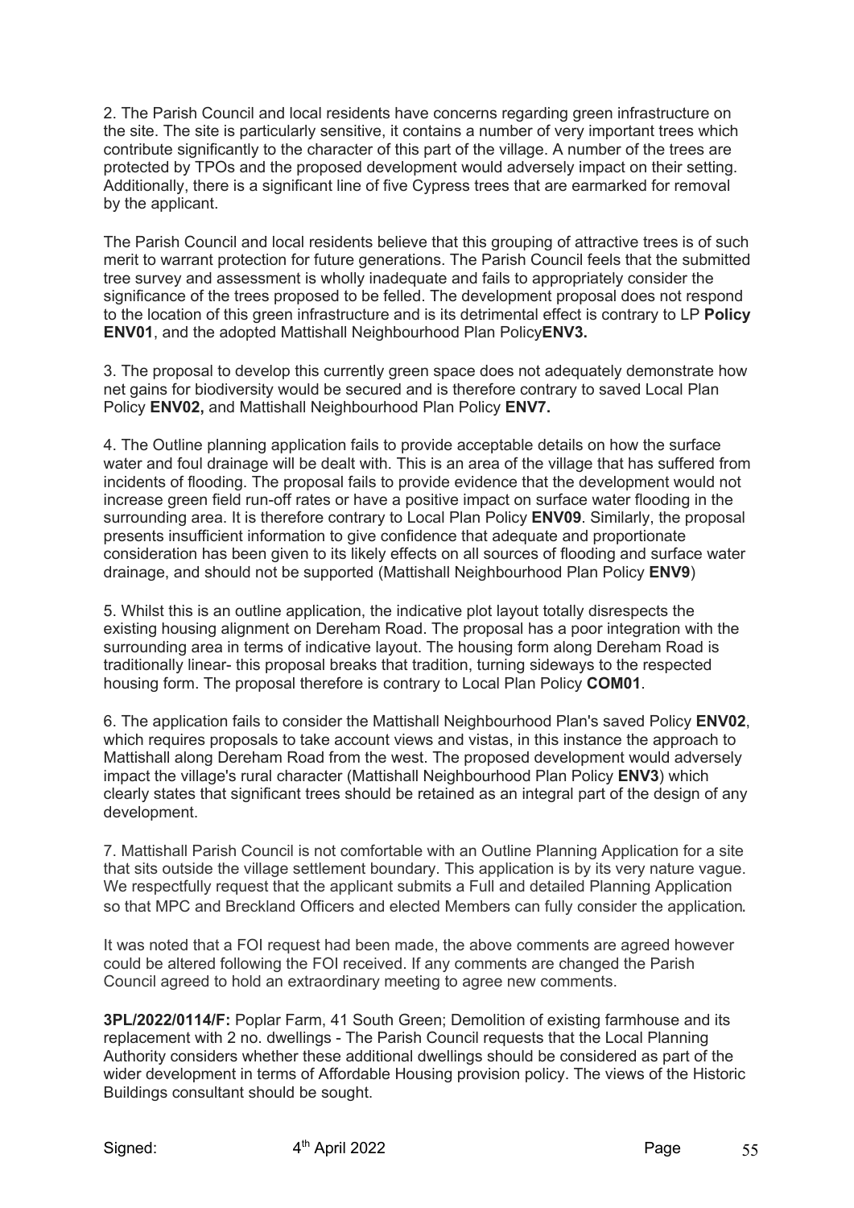2. The Parish Council and local residents have concerns regarding green infrastructure on the site. The site is particularly sensitive, it contains a number of very important trees which contribute significantly to the character of this part of the village. A number of the trees are protected by TPOs and the proposed development would adversely impact on their setting. Additionally, there is a significant line of five Cypress trees that are earmarked for removal by the applicant.

The Parish Council and local residents believe that this grouping of attractive trees is of such merit to warrant protection for future generations. The Parish Council feels that the submitted tree survey and assessment is wholly inadequate and fails to appropriately consider the significance of the trees proposed to be felled. The development proposal does not respond to the location of this green infrastructure and is its detrimental effect is contrary to LP **Policy ENV01**, and the adopted Mattishall Neighbourhood Plan Policy**ENV3.**

3. The proposal to develop this currently green space does not adequately demonstrate how net gains for biodiversity would be secured and is therefore contrary to saved Local Plan Policy **ENV02,** and Mattishall Neighbourhood Plan Policy **ENV7.**

4. The Outline planning application fails to provide acceptable details on how the surface water and foul drainage will be dealt with. This is an area of the village that has suffered from incidents of flooding. The proposal fails to provide evidence that the development would not increase green field run-off rates or have a positive impact on surface water flooding in the surrounding area. It is therefore contrary to Local Plan Policy **ENV09**. Similarly, the proposal presents insufficient information to give confidence that adequate and proportionate consideration has been given to its likely effects on all sources of flooding and surface water drainage, and should not be supported (Mattishall Neighbourhood Plan Policy **ENV9**)

5. Whilst this is an outline application, the indicative plot layout totally disrespects the existing housing alignment on Dereham Road. The proposal has a poor integration with the surrounding area in terms of indicative layout. The housing form along Dereham Road is traditionally linear- this proposal breaks that tradition, turning sideways to the respected housing form. The proposal therefore is contrary to Local Plan Policy **COM01**.

6. The application fails to consider the Mattishall Neighbourhood Plan's saved Policy **ENV02**, which requires proposals to take account views and vistas, in this instance the approach to Mattishall along Dereham Road from the west. The proposed development would adversely impact the village's rural character (Mattishall Neighbourhood Plan Policy **ENV3**) which clearly states that significant trees should be retained as an integral part of the design of any development.

7. Mattishall Parish Council is not comfortable with an Outline Planning Application for a site that sits outside the village settlement boundary. This application is by its very nature vague. We respectfully request that the applicant submits a Full and detailed Planning Application so that MPC and Breckland Officers and elected Members can fully consider the application.

It was noted that a FOI request had been made, the above comments are agreed however could be altered following the FOI received. If any comments are changed the Parish Council agreed to hold an extraordinary meeting to agree new comments.

**3PL/2022/0114/F:** Poplar Farm, 41 South Green; Demolition of existing farmhouse and its replacement with 2 no. dwellings - The Parish Council requests that the Local Planning Authority considers whether these additional dwellings should be considered as part of the wider development in terms of Affordable Housing provision policy. The views of the Historic Buildings consultant should be sought.

Signed: 4th April 2022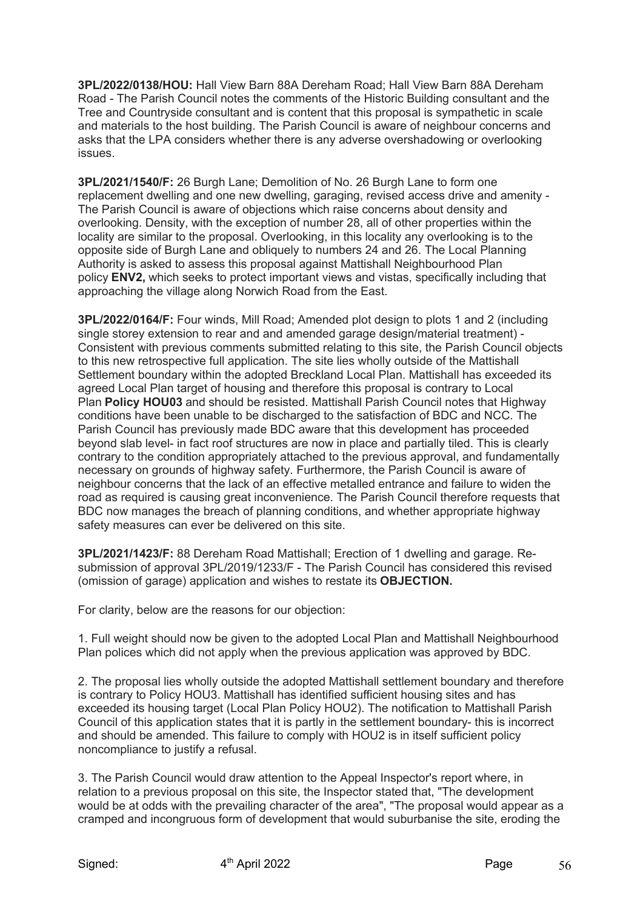**3PL/2022/0138/HOU:** Hall View Barn 88A Dereham Road; Hall View Barn 88A Dereham Road - The Parish Council notes the comments of the Historic Building consultant and the Tree and Countryside consultant and is content that this proposal is sympathetic in scale and materials to the host building. The Parish Council is aware of neighbour concerns and asks that the LPA considers whether there is any adverse overshadowing or overlooking issues.

**3PL/2021/1540/F:** 26 Burgh Lane; Demolition of No. 26 Burgh Lane to form one replacement dwelling and one new dwelling, garaging, revised access drive and amenity - The Parish Council is aware of objections which raise concerns about density and overlooking. Density, with the exception of number 28, all of other properties within the locality are similar to the proposal. Overlooking, in this locality any overlooking is to the opposite side of Burgh Lane and obliquely to numbers 24 and 26. The Local Planning Authority is asked to assess this proposal against Mattishall Neighbourhood Plan policy **ENV2,** which seeks to protect important views and vistas, specifically including that approaching the village along Norwich Road from the East.

**3PL/2022/0164/F:** Four winds, Mill Road; Amended plot design to plots 1 and 2 (including single storey extension to rear and and amended garage design/material treatment) - Consistent with previous comments submitted relating to this site, the Parish Council objects to this new retrospective full application. The site lies wholly outside of the Mattishall Settlement boundary within the adopted Breckland Local Plan. Mattishall has exceeded its agreed Local Plan target of housing and therefore this proposal is contrary to Local Plan **Policy HOU03** and should be resisted. Mattishall Parish Council notes that Highway conditions have been unable to be discharged to the satisfaction of BDC and NCC. The Parish Council has previously made BDC aware that this development has proceeded beyond slab level- in fact roof structures are now in place and partially tiled. This is clearly contrary to the condition appropriately attached to the previous approval, and fundamentally necessary on grounds of highway safety. Furthermore, the Parish Council is aware of neighbour concerns that the lack of an effective metalled entrance and failure to widen the road as required is causing great inconvenience. The Parish Council therefore requests that BDC now manages the breach of planning conditions, and whether appropriate highway safety measures can ever be delivered on this site.

**3PL/2021/1423/F:** 88 Dereham Road Mattishall; Erection of 1 dwelling and garage. Re-submission of approval 3PL/2019/1233/F - The Parish Council has considered this revised (omission of garage) application and wishes to restate its **OBJECTION.**

For clarity, below are the reasons for our objection:

1. Full weight should now be given to the adopted Local Plan and Mattishall Neighbourhood Plan polices which did not apply when the previous application was approved by BDC.

2. The proposal lies wholly outside the adopted Mattishall settlement boundary and therefore is contrary to Policy HOU3. Mattishall has identified sufficient housing sites and has exceeded its housing target (Local Plan Policy HOU2). The notification to Mattishall Parish Council of this application states that it is partly in the settlement boundary- this is incorrect and should be amended. This failure to comply with HOU2 is in itself sufficient policy noncompliance to justify a refusal.

3. The Parish Council would draw attention to the Appeal Inspector's report where, in relation to a previous proposal on this site, the Inspector stated that, "The development would be at odds with the prevailing character of the area", "The proposal would appear as a cramped and incongruous form of development that would suburbanise the site, eroding the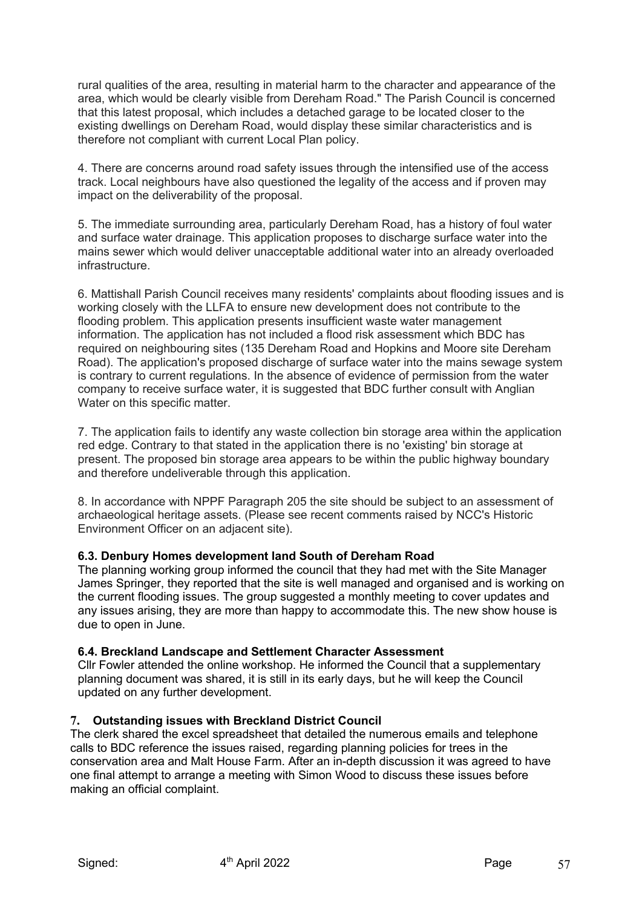rural qualities of the area, resulting in material harm to the character and appearance of the area, which would be clearly visible from Dereham Road." The Parish Council is concerned that this latest proposal, which includes a detached garage to be located closer to the existing dwellings on Dereham Road, would display these similar characteristics and is therefore not compliant with current Local Plan policy.

4. There are concerns around road safety issues through the intensified use of the access track. Local neighbours have also questioned the legality of the access and if proven may impact on the deliverability of the proposal.

5. The immediate surrounding area, particularly Dereham Road, has a history of foul water and surface water drainage. This application proposes to discharge surface water into the mains sewer which would deliver unacceptable additional water into an already overloaded infrastructure.

6. Mattishall Parish Council receives many residents' complaints about flooding issues and is working closely with the LLFA to ensure new development does not contribute to the flooding problem. This application presents insufficient waste water management information. The application has not included a flood risk assessment which BDC has required on neighbouring sites (135 Dereham Road and Hopkins and Moore site Dereham Road). The application's proposed discharge of surface water into the mains sewage system is contrary to current regulations. In the absence of evidence of permission from the water company to receive surface water, it is suggested that BDC further consult with Anglian Water on this specific matter.

7. The application fails to identify any waste collection bin storage area within the application red edge. Contrary to that stated in the application there is no 'existing' bin storage at present. The proposed bin storage area appears to be within the public highway boundary and therefore undeliverable through this application.

8. In accordance with NPPF Paragraph 205 the site should be subject to an assessment of archaeological heritage assets. (Please see recent comments raised by NCC's Historic Environment Officer on an adjacent site).

### 6.3. Denbury Homes development land South of Dereham Road

The planning working group informed the council that they had met with the Site Manager James Springer, they reported that the site is well managed and organised and is working on the current flooding issues. The group suggested a monthly meeting to cover updates and any issues arising, they are more than happy to accommodate this. The new show house is due to open in June.

### 6.4. Breckland Landscape and Settlement Character Assessment

Cllr Fowler attended the online workshop. He informed the Council that a supplementary planning document was shared, it is still in its early days, but he will keep the Council updated on any further development.

## 7. Outstanding issues with Breckland District Council

The clerk shared the excel spreadsheet that detailed the numerous emails and telephone calls to BDC reference the issues raised, regarding planning policies for trees in the conservation area and Malt House Farm. After an in-depth discussion it was agreed to have one final attempt to arrange a meeting with Simon Wood to discuss these issues before making an official complaint.

Signed: 4th April 2022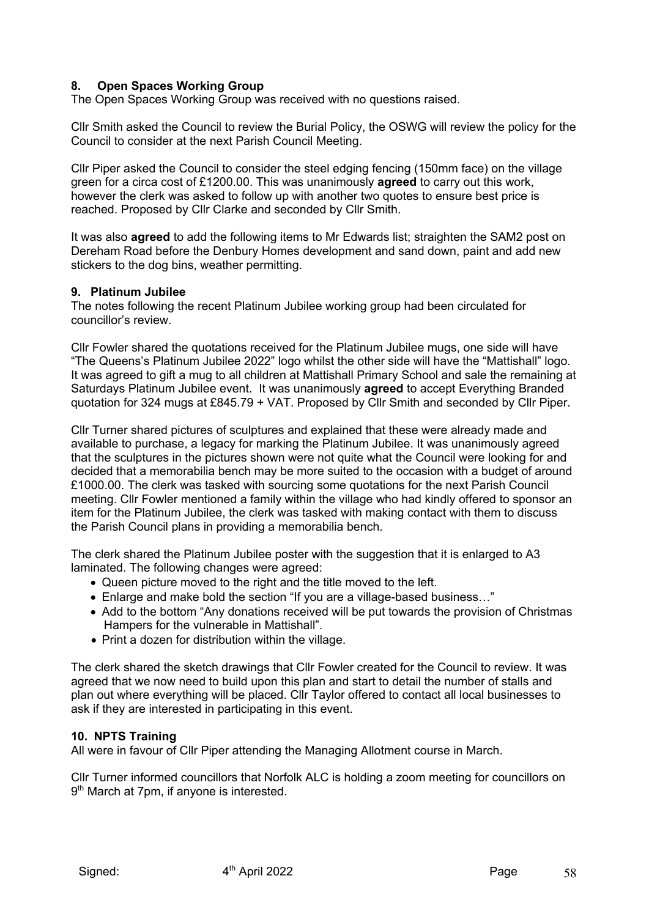## 8. Open Spaces Working Group

The Open Spaces Working Group was received with no questions raised.

Cllr Smith asked the Council to review the Burial Policy, the OSWG will review the policy for the Council to consider at the next Parish Council Meeting.

Cllr Piper asked the Council to consider the steel edging fencing (150mm face) on the village green for a circa cost of £1200.00. This was unanimously **agreed** to carry out this work, however the clerk was asked to follow up with another two quotes to ensure best price is reached. Proposed by Cllr Clarke and seconded by Cllr Smith.

It was also **agreed** to add the following items to Mr Edwards list; straighten the SAM2 post on Dereham Road before the Denbury Homes development and sand down, paint and add new stickers to the dog bins, weather permitting.

## 9. Platinum Jubilee

The notes following the recent Platinum Jubilee working group had been circulated for councillor's review.

Cllr Fowler shared the quotations received for the Platinum Jubilee mugs, one side will have "The Queens's Platinum Jubilee 2022" logo whilst the other side will have the "Mattishall" logo. It was agreed to gift a mug to all children at Mattishall Primary School and sale the remaining at Saturdays Platinum Jubilee event. It was unanimously **agreed** to accept Everything Branded quotation for 324 mugs at £845.79 + VAT. Proposed by Cllr Smith and seconded by Cllr Piper.

Cllr Turner shared pictures of sculptures and explained that these were already made and available to purchase, a legacy for marking the Platinum Jubilee. It was unanimously agreed that the sculptures in the pictures shown were not quite what the Council were looking for and decided that a memorabilia bench may be more suited to the occasion with a budget of around £1000.00. The clerk was tasked with sourcing some quotations for the next Parish Council meeting. Cllr Fowler mentioned a family within the village who had kindly offered to sponsor an item for the Platinum Jubilee, the clerk was tasked with making contact with them to discuss the Parish Council plans in providing a memorabilia bench.

The clerk shared the Platinum Jubilee poster with the suggestion that it is enlarged to A3 laminated. The following changes were agreed:

- Queen picture moved to the right and the title moved to the left.
- Enlarge and make bold the section "If you are a village-based business…"
- Add to the bottom "Any donations received will be put towards the provision of Christmas Hampers for the vulnerable in Mattishall".
- Print a dozen for distribution within the village.

The clerk shared the sketch drawings that Cllr Fowler created for the Council to review. It was agreed that we now need to build upon this plan and start to detail the number of stalls and plan out where everything will be placed. Cllr Taylor offered to contact all local businesses to ask if they are interested in participating in this event.

## 10. NPTS Training

All were in favour of Cllr Piper attending the Managing Allotment course in March.

Cllr Turner informed councillors that Norfolk ALC is holding a zoom meeting for councillors on 9th March at 7pm, if anyone is interested.

Signed: 4th April 2022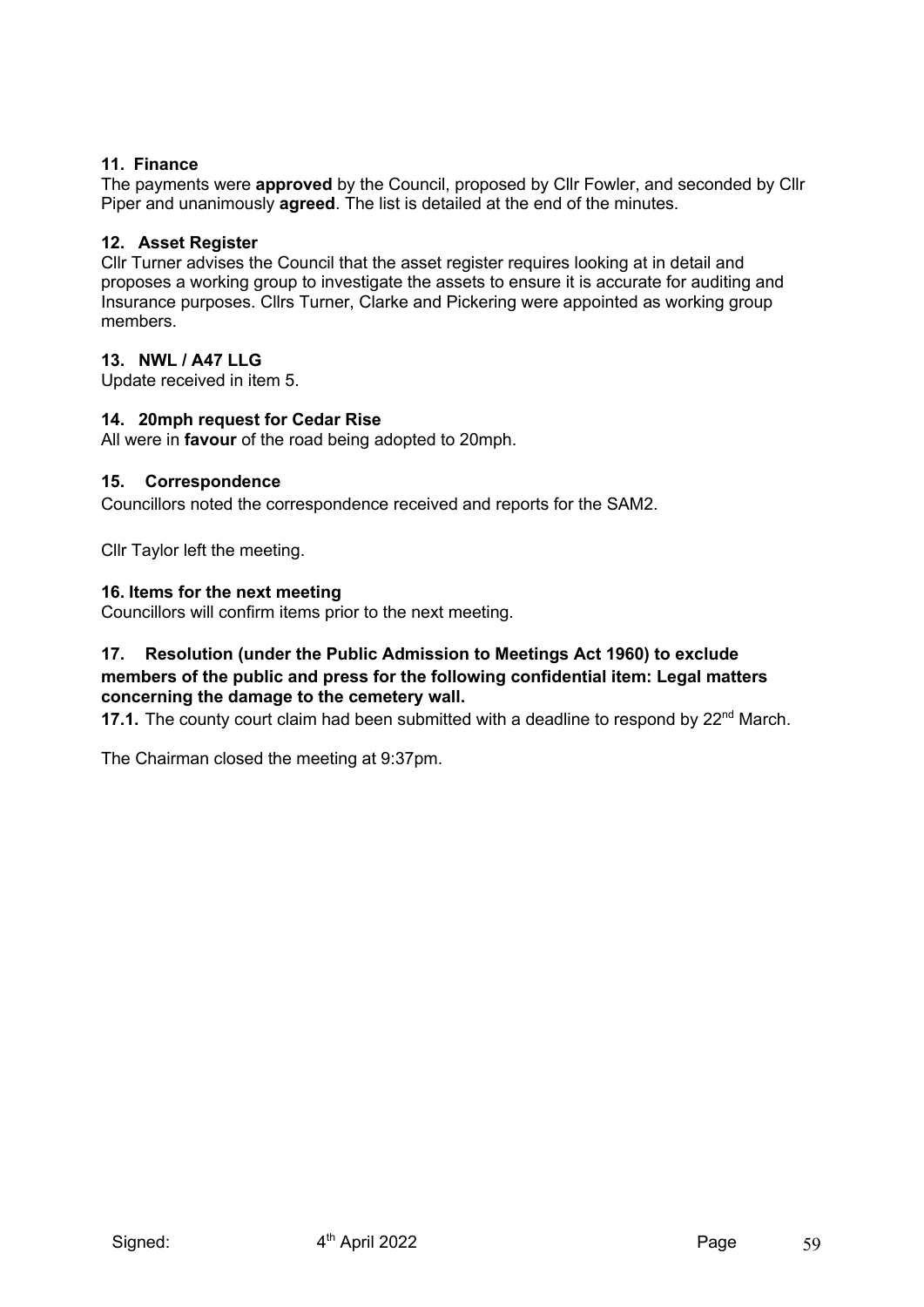### 11. Finance

The payments were **approved** by the Council, proposed by Cllr Fowler, and seconded by Cllr Piper and unanimously **agreed**. The list is detailed at the end of the minutes.

### 12. Asset Register

Cllr Turner advises the Council that the asset register requires looking at in detail and proposes a working group to investigate the assets to ensure it is accurate for auditing and Insurance purposes. Cllrs Turner, Clarke and Pickering were appointed as working group members.

### 13. NWL / A47 LLG

Update received in item 5.

### 14. 20mph request for Cedar Rise

All were in **favour** of the road being adopted to 20mph.

### 15. Correspondence

Councillors noted the correspondence received and reports for the SAM2.

Cllr Taylor left the meeting.

### 16. Items for the next meeting

Councillors will confirm items prior to the next meeting.

### 17. Resolution (under the Public Admission to Meetings Act 1960) to exclude members of the public and press for the following confidential item: Legal matters concerning the damage to the cemetery wall.

**17.1.** The county court claim had been submitted with a deadline to respond by 22nd March.

The Chairman closed the meeting at 9:37pm.

Signed: 4th April 2022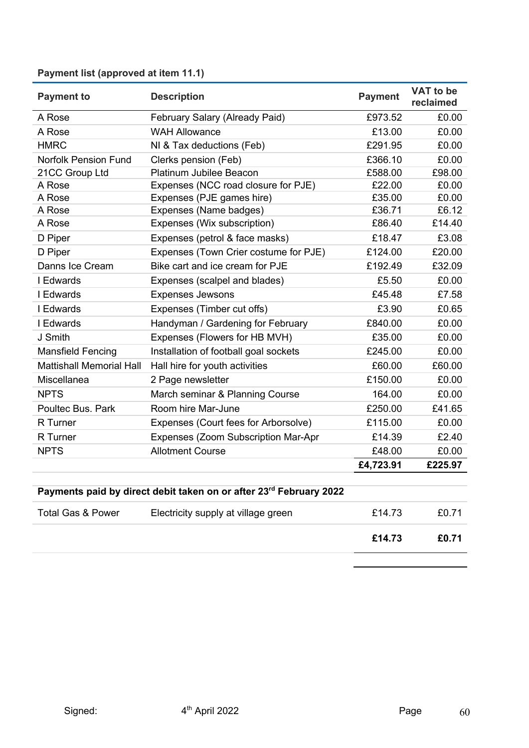**Payment list (approved at item 11.1)**

| Payment to | Description | Payment | VAT to be reclaimed |
|---|---|---|---|
| A Rose | February Salary (Already Paid) | £973.52 | £0.00 |
| A Rose | WAH Allowance | £13.00 | £0.00 |
| HMRC | NI & Tax deductions (Feb) | £291.95 | £0.00 |
| Norfolk Pension Fund | Clerks pension (Feb) | £366.10 | £0.00 |
| 21CC Group Ltd | Platinum Jubilee Beacon | £588.00 | £98.00 |
| A Rose | Expenses (NCC road closure for PJE) | £22.00 | £0.00 |
| A Rose | Expenses (PJE games hire) | £35.00 | £0.00 |
| A Rose | Expenses (Name badges) | £36.71 | £6.12 |
| A Rose | Expenses (Wix subscription) | £86.40 | £14.40 |
| D Piper | Expenses (petrol & face masks) | £18.47 | £3.08 |
| D Piper | Expenses (Town Crier costume for PJE) | £124.00 | £20.00 |
| Danns Ice Cream | Bike cart and ice cream for PJE | £192.49 | £32.09 |
| I Edwards | Expenses (scalpel and blades) | £5.50 | £0.00 |
| I Edwards | Expenses Jewsons | £45.48 | £7.58 |
| I Edwards | Expenses (Timber cut offs) | £3.90 | £0.65 |
| I Edwards | Handyman / Gardening for February | £840.00 | £0.00 |
| J Smith | Expenses (Flowers for HB MVH) | £35.00 | £0.00 |
| Mansfield Fencing | Installation of football goal sockets | £245.00 | £0.00 |
| Mattishall Memorial Hall | Hall hire for youth activities | £60.00 | £60.00 |
| Miscellanea | 2 Page newsletter | £150.00 | £0.00 |
| NPTS | March seminar & Planning Course | 164.00 | £0.00 |
| Poultec Bus. Park | Room hire Mar-June | £250.00 | £41.65 |
| R Turner | Expenses (Court fees for Arborsolve) | £115.00 | £0.00 |
| R Turner | Expenses (Zoom Subscription Mar-Apr | £14.39 | £2.40 |
| NPTS | Allotment Course | £48.00 | £0.00 |
| | | **£4,723.91** | **£225.97** |

**Payments paid by direct debit taken on or after 23rd February 2022**

| | | | |
|---|---|---|---|
| Total Gas & Power | Electricity supply at village green | £14.73 | £0.71 |
| | | **£14.73** | **£0.71** |

Signed: 4th April 2022